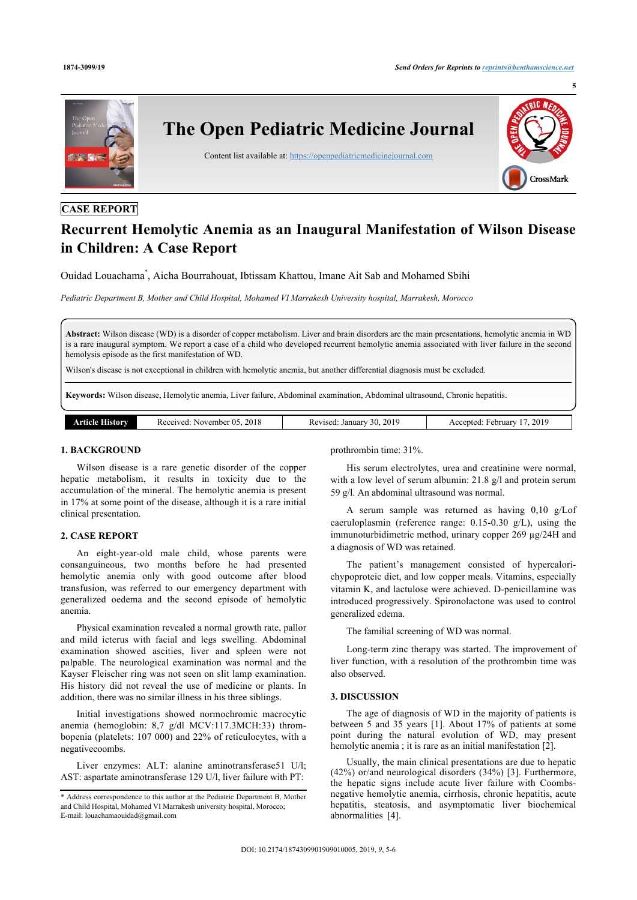CASE REPORT

# Recurrent Hemolytic Anemia as an Inaugural Manifestation of Wilson Disease in Children: A Case Report

Ouidad Louachama*, Aicha Bourrahouat, Ibtissam Khattou, Imane Ait Sab and Mohamed Sbihi

*Pediatric Department B, Mother and Child Hospital, Mohamed VI Marrakesh University hospital, Marrakesh, Morocco*

**Abstract:** Wilson disease (WD) is a disorder of copper metabolism. Liver and brain disorders are the main presentations, hemolytic anemia in WD is a rare inaugural symptom. We report a case of a child who developed recurrent hemolytic anemia associated with liver failure in the second hemolysis episode as the first manifestation of WD.

Wilson's disease is not exceptional in children with hemolytic anemia, but another differential diagnosis must be excluded.

**Keywords:** Wilson disease, Hemolytic anemia, Liver failure, Abdominal examination, Abdominal ultrasound, Chronic hepatitis.

| Article History | Received: November 05, 2018 | Revised: January 30, 2019 | Accepted: February 17, 2019 |
|---|---|---|---|

## 1. BACKGROUND

Wilson disease is a rare genetic disorder of the copper hepatic metabolism, it results in toxicity due to the accumulation of the mineral. The hemolytic anemia is present in 17% at some point of the disease, although it is a rare initial clinical presentation.

## 2. CASE REPORT

An eight-year-old male child, whose parents were consanguineous, two months before he had presented hemolytic anemia only with good outcome after blood transfusion, was referred to our emergency department with generalized oedema and the second episode of hemolytic anemia.

Physical examination revealed a normal growth rate, pallor and mild icterus with facial and legs swelling. Abdominal examination showed ascities, liver and spleen were not palpable. The neurological examination was normal and the Kayser Fleischer ring was not seen on slit lamp examination. His history did not reveal the use of medicine or plants. In addition, there was no similar illness in his three siblings.

Initial investigations showed normochromic macrocytic anemia (hemoglobin: 8,7 g/dl MCV:117.3MCH:33) thrombopenia (platelets: 107 000) and 22% of reticulocytes, with a negativecoombs.

Liver enzymes: ALT: alanine aminotransferase51 U/l; AST: aspartate aminotransferase 129 U/l, liver failure with PT: prothrombin time: 31%.

His serum electrolytes, urea and creatinine were normal, with a low level of serum albumin: 21.8 g/l and protein serum 59 g/l. An abdominal ultrasound was normal.

A serum sample was returned as having 0,10 g/Lof caeruloplasmin (reference range: 0.15-0.30 g/L), using the immunoturbidimetric method, urinary copper 269 µg/24H and a diagnosis of WD was retained.

The patient's management consisted of hypercalori-chypoproteic diet, and low copper meals. Vitamins, especially vitamin K, and lactulose were achieved. D-penicillamine was introduced progressively. Spironolactone was used to control generalized edema.

The familial screening of WD was normal.

Long-term zinc therapy was started. The improvement of liver function, with a resolution of the prothrombin time was also observed.

## 3. DISCUSSION

The age of diagnosis of WD in the majority of patients is between 5 and 35 years [1]. About 17% of patients at some point during the natural evolution of WD, may present hemolytic anemia ; it is rare as an initial manifestation [2].

Usually, the main clinical presentations are due to hepatic (42%) or/and neurological disorders (34%) [3]. Furthermore, the hepatic signs include acute liver failure with Coombs-negative hemolytic anemia, cirrhosis, chronic hepatitis, acute hepatitis, steatosis, and asymptomatic liver biochemical abnormalities [4].

* Address correspondence to this author at the Pediatric Department B, Mother and Child Hospital, Mohamed VI Marrakesh university hospital, Morocco; E-mail: louachamaouidad@gmail.com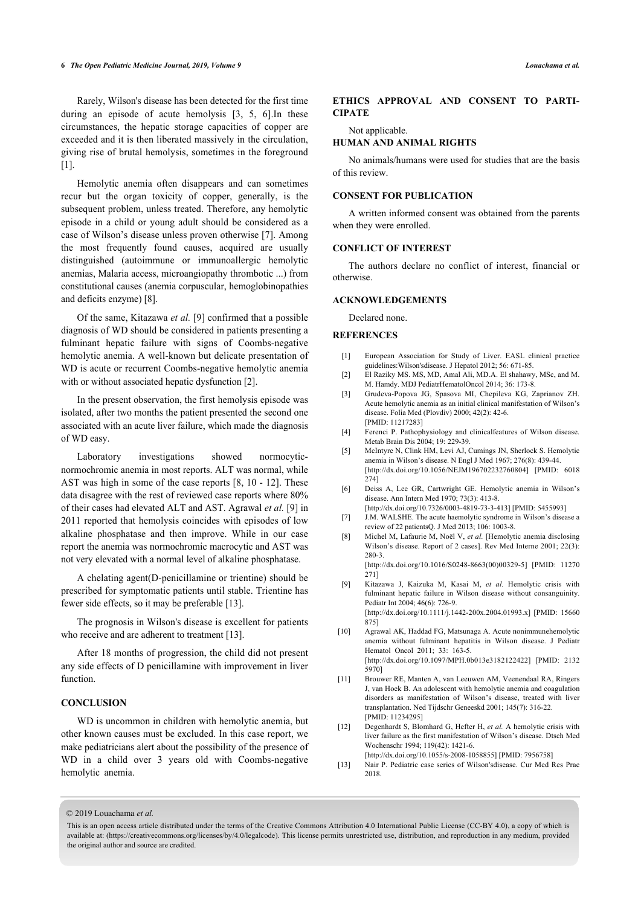Rarely, Wilson's disease has been detected for the first time during an episode of acute hemolysis [3, 5, 6].In these circumstances, the hepatic storage capacities of copper are exceeded and it is then liberated massively in the circulation, giving rise of brutal hemolysis, sometimes in the foreground [1].

Hemolytic anemia often disappears and can sometimes recur but the organ toxicity of copper, generally, is the subsequent problem, unless treated. Therefore, any hemolytic episode in a child or young adult should be considered as a case of Wilson's disease unless proven otherwise [7]. Among the most frequently found causes, acquired are usually distinguished (autoimmune or immunoallergic hemolytic anemias, Malaria access, microangiopathy thrombotic ...) from constitutional causes (anemia corpuscular, hemoglobinopathies and deficits enzyme) [8].

Of the same, Kitazawa *et al.* [9] confirmed that a possible diagnosis of WD should be considered in patients presenting a fulminant hepatic failure with signs of Coombs-negative hemolytic anemia. A well-known but delicate presentation of WD is acute or recurrent Coombs-negative hemolytic anemia with or without associated hepatic dysfunction [2].

In the present observation, the first hemolysis episode was isolated, after two months the patient presented the second one associated with an acute liver failure, which made the diagnosis of WD easy.

Laboratory investigations showed normocytic-normochromic anemia in most reports. ALT was normal, while AST was high in some of the case reports [8, 10 - 12]. These data disagree with the rest of reviewed case reports where 80% of their cases had elevated ALT and AST. Agrawal *et al.* [9] in 2011 reported that hemolysis coincides with episodes of low alkaline phosphatase and then improve. While in our case report the anemia was normochromic macrocytic and AST was not very elevated with a normal level of alkaline phosphatase.

A chelating agent(D-penicillamine or trientine) should be prescribed for symptomatic patients until stable. Trientine has fewer side effects, so it may be preferable [13].

The prognosis in Wilson's disease is excellent for patients who receive and are adherent to treatment [13].

After 18 months of progression, the child did not present any side effects of D penicillamine with improvement in liver function.

## CONCLUSION

WD is uncommon in children with hemolytic anemia, but other known causes must be excluded. In this case report, we make pediatricians alert about the possibility of the presence of WD in a child over 3 years old with Coombs-negative hemolytic anemia.

## ETHICS APPROVAL AND CONSENT TO PARTICIPATE

Not applicable.

## HUMAN AND ANIMAL RIGHTS

No animals/humans were used for studies that are the basis of this review.

## CONSENT FOR PUBLICATION

A written informed consent was obtained from the parents when they were enrolled.

## CONFLICT OF INTEREST

The authors declare no conflict of interest, financial or otherwise.

## ACKNOWLEDGEMENTS

Declared none.

## REFERENCES

[1] European Association for Study of Liver. EASL clinical practice guidelines:Wilson'sdisease. J Hepatol 2012; 56: 671-85.

[2] El Raziky MS. MS, MD, Amal Ali, MD.A. El shahawy, MSc, and M. M. Hamdy. MDJ PediatrHematolOncol 2014; 36: 173-8.

[3] Grudeva-Popova JG, Spasova MI, Chepileva KG, Zaprianov ZH. Acute hemolytic anemia as an initial clinical manifestation of Wilson's disease. Folia Med (Plovdiv) 2000; 42(2): 42-6. [PMID: 11217283]

[4] Ferenci P. Pathophysiology and clinicalfeatures of Wilson disease. Metab Brain Dis 2004; 19: 229-39.

[5] McIntyre N, Clink HM, Levi AJ, Cumings JN, Sherlock S. Hemolytic anemia in Wilson's disease. N Engl J Med 1967; 276(8): 439-44. [http://dx.doi.org/10.1056/NEJM196702232760804] [PMID: 6018274]

[6] Deiss A, Lee GR, Cartwright GE. Hemolytic anemia in Wilson's disease. Ann Intern Med 1970; 73(3): 413-8. [http://dx.doi.org/10.7326/0003-4819-73-3-413] [PMID: 5455993]

[7] J.M. WALSHE. The acute haemolytic syndrome in Wilson's disease a review of 22 patientsQ. J Med 2013; 106: 1003-8.

[8] Michel M, Lafaurie M, Noël V, *et al.* [Hemolytic anemia disclosing Wilson's disease. Report of 2 cases]. Rev Med Interne 2001; 22(3): 280-3. [http://dx.doi.org/10.1016/S0248-8663(00)00329-5] [PMID: 11270271]

[9] Kitazawa J, Kaizuka M, Kasai M, *et al.* Hemolytic crisis with fulminant hepatic failure in Wilson disease without consanguinity. Pediatr Int 2004; 46(6): 726-9. [http://dx.doi.org/10.1111/j.1442-200x.2004.01993.x] [PMID: 15660875]

[10] Agrawal AK, Haddad FG, Matsunaga A. Acute nonimmunehemolytic anemia without fulminant hepatitis in Wilson disease. J Pediatr Hematol Oncol 2011; 33: 163-5. [http://dx.doi.org/10.1097/MPH.0b013e3182122422] [PMID: 21325970]

[11] Brouwer RE, Manten A, van Leeuwen AM, Veenendaal RA, Ringers J, van Hoek B. An adolescent with hemolytic anemia and coagulation disorders as manifestation of Wilson's disease, treated with liver transplantation. Ned Tijdschr Geneeskd 2001; 145(7): 316-22. [PMID: 11234295]

[12] Degenhardt S, Blomhard G, Hefter H, *et al.* A hemolytic crisis with liver failure as the first manifestation of Wilson's disease. Dtsch Med Wochenschr 1994; 119(42): 1421-6. [http://dx.doi.org/10.1055/s-2008-1058855] [PMID: 7956758]

[13] Nair P. Pediatric case series of Wilson'sdisease. Cur Med Res Prac 2018.

© 2019 Louachama *et al.*

This is an open access article distributed under the terms of the Creative Commons Attribution 4.0 International Public License (CC-BY 4.0), a copy of which is available at: (https://creativecommons.org/licenses/by/4.0/legalcode). This license permits unrestricted use, distribution, and reproduction in any medium, provided the original author and source are credited.